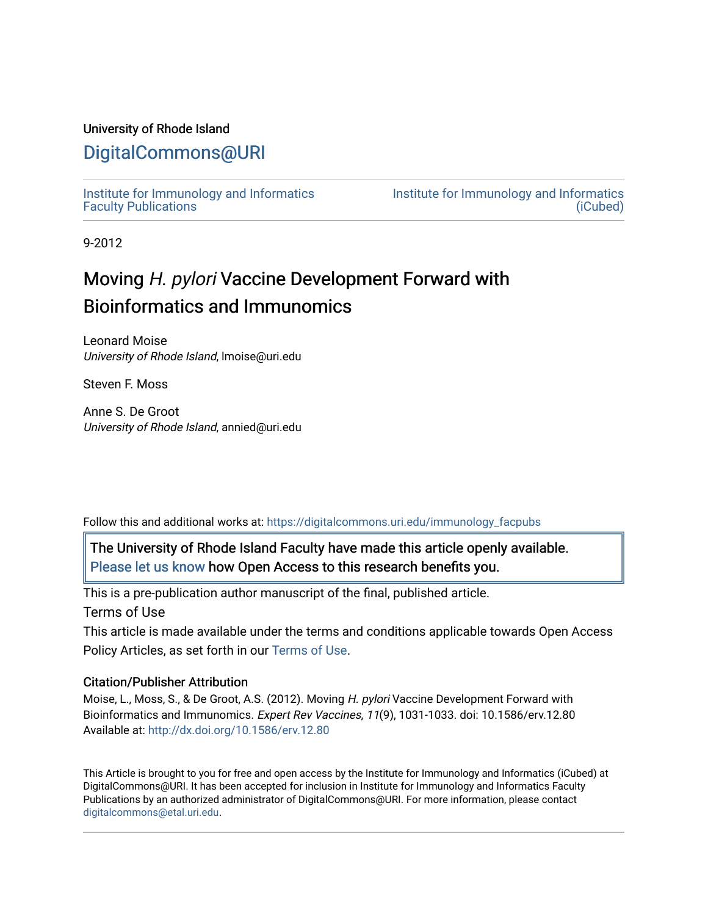University of Rhode Island

# DigitalCommons@URI

Institute for Immunology and Informatics Faculty Publications

Institute for Immunology and Informatics (iCubed)

9-2012

# Moving *H. pylori* Vaccine Development Forward with Bioinformatics and Immunomics

Leonard Moise
*University of Rhode Island*, lmoise@uri.edu

Steven F. Moss

Anne S. De Groot
*University of Rhode Island*, annied@uri.edu

Follow this and additional works at: https://digitalcommons.uri.edu/immunology_facpubs

The University of Rhode Island Faculty have made this article openly available. Please let us know how Open Access to this research benefits you.

This is a pre-publication author manuscript of the final, published article.

Terms of Use

This article is made available under the terms and conditions applicable towards Open Access Policy Articles, as set forth in our Terms of Use.

### Citation/Publisher Attribution

Moise, L., Moss, S., & De Groot, A.S. (2012). Moving *H. pylori* Vaccine Development Forward with Bioinformatics and Immunomics. *Expert Rev Vaccines*, *11*(9), 1031-1033. doi: 10.1586/erv.12.80
Available at: http://dx.doi.org/10.1586/erv.12.80

This Article is brought to you for free and open access by the Institute for Immunology and Informatics (iCubed) at DigitalCommons@URI. It has been accepted for inclusion in Institute for Immunology and Informatics Faculty Publications by an authorized administrator of DigitalCommons@URI. For more information, please contact digitalcommons@etal.uri.edu.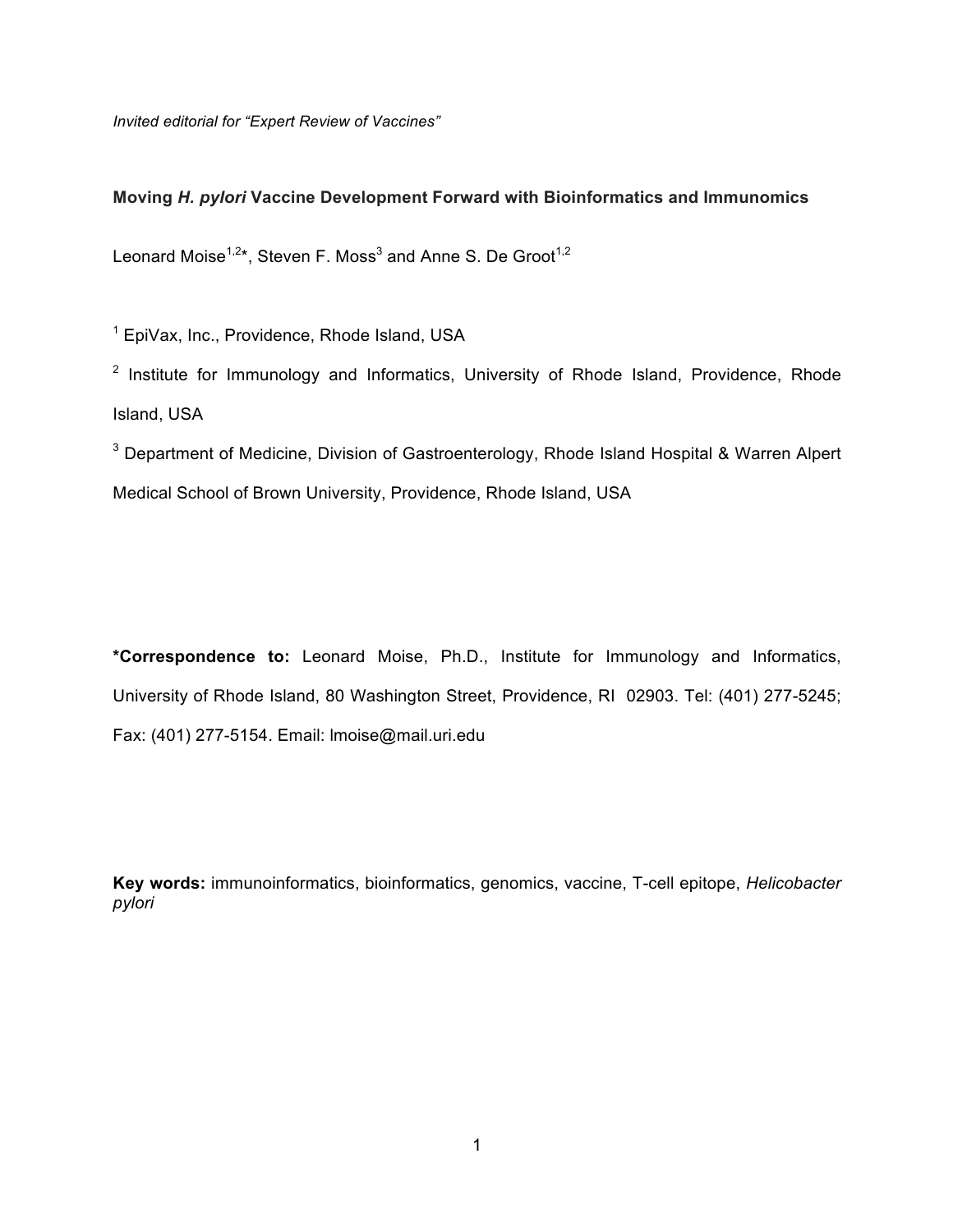*Invited editorial for "Expert Review of Vaccines"*

**Moving *H. pylori* Vaccine Development Forward with Bioinformatics and Immunomics**

Leonard Moise[1,2]*, Steven F. Moss[3] and Anne S. De Groot[1,2]

[1] EpiVax, Inc., Providence, Rhode Island, USA

[2] Institute for Immunology and Informatics, University of Rhode Island, Providence, Rhode Island, USA

[3] Department of Medicine, Division of Gastroenterology, Rhode Island Hospital & Warren Alpert Medical School of Brown University, Providence, Rhode Island, USA

**\*Correspondence to:** Leonard Moise, Ph.D., Institute for Immunology and Informatics, University of Rhode Island, 80 Washington Street, Providence, RI 02903. Tel: (401) 277-5245; Fax: (401) 277-5154. Email: lmoise@mail.uri.edu

**Key words:** immunoinformatics, bioinformatics, genomics, vaccine, T-cell epitope, *Helicobacter pylori*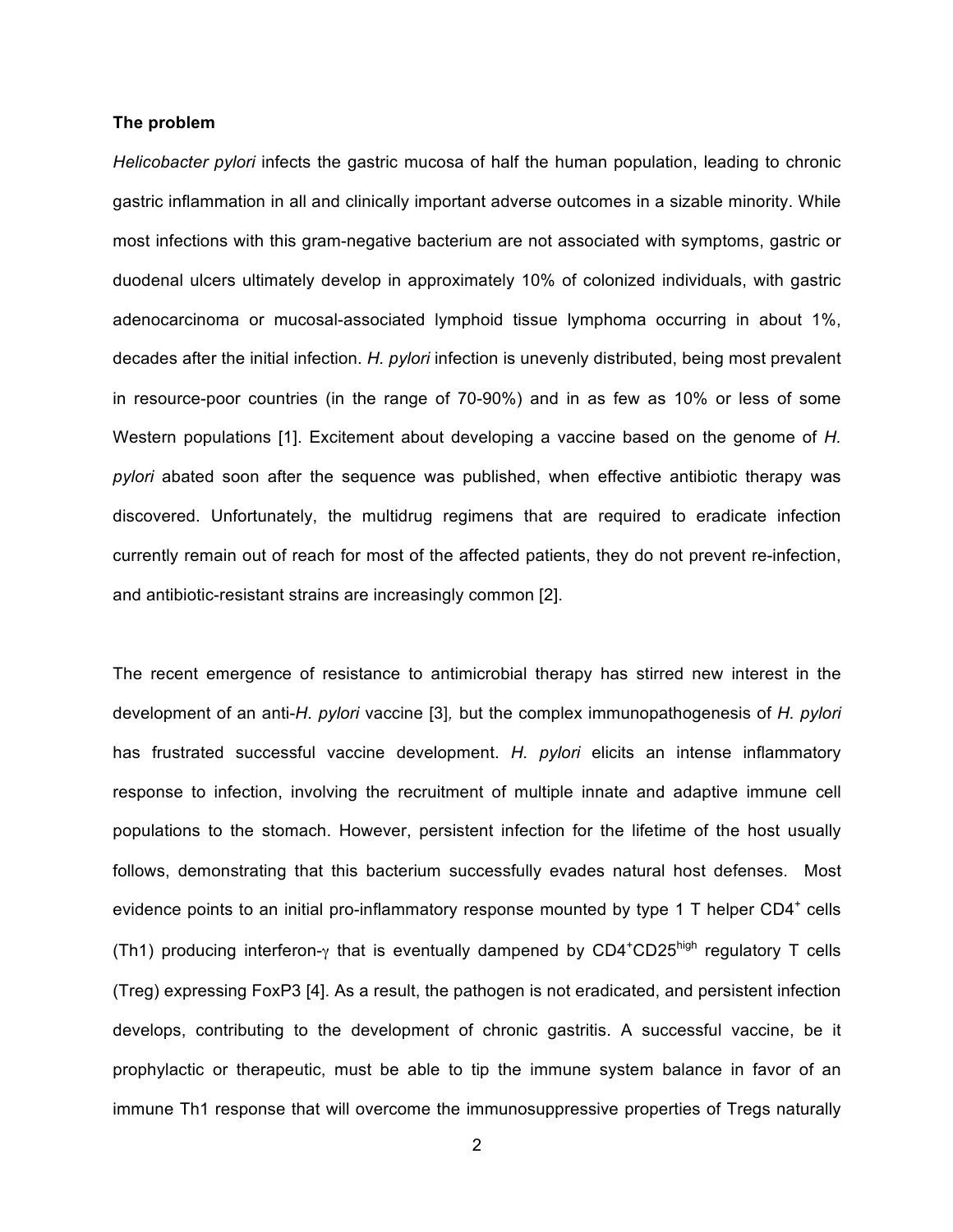**The problem**

*Helicobacter pylori* infects the gastric mucosa of half the human population, leading to chronic gastric inflammation in all and clinically important adverse outcomes in a sizable minority. While most infections with this gram-negative bacterium are not associated with symptoms, gastric or duodenal ulcers ultimately develop in approximately 10% of colonized individuals, with gastric adenocarcinoma or mucosal-associated lymphoid tissue lymphoma occurring in about 1%, decades after the initial infection. *H. pylori* infection is unevenly distributed, being most prevalent in resource-poor countries (in the range of 70-90%) and in as few as 10% or less of some Western populations [1]. Excitement about developing a vaccine based on the genome of *H. pylori* abated soon after the sequence was published, when effective antibiotic therapy was discovered. Unfortunately, the multidrug regimens that are required to eradicate infection currently remain out of reach for most of the affected patients, they do not prevent re-infection, and antibiotic-resistant strains are increasingly common [2].

The recent emergence of resistance to antimicrobial therapy has stirred new interest in the development of an anti-*H. pylori* vaccine [3]*,* but the complex immunopathogenesis of *H. pylori* has frustrated successful vaccine development. *H. pylori* elicits an intense inflammatory response to infection, involving the recruitment of multiple innate and adaptive immune cell populations to the stomach. However, persistent infection for the lifetime of the host usually follows, demonstrating that this bacterium successfully evades natural host defenses. Most evidence points to an initial pro-inflammatory response mounted by type 1 T helper $CD4^{+}$ cells (Th1) producing interferon-$\gamma$ that is eventually dampened by $CD4^{+}CD25^{high}$ regulatory T cells (Treg) expressing FoxP3 [4]. As a result, the pathogen is not eradicated, and persistent infection develops, contributing to the development of chronic gastritis. A successful vaccine, be it prophylactic or therapeutic, must be able to tip the immune system balance in favor of an immune Th1 response that will overcome the immunosuppressive properties of Tregs naturally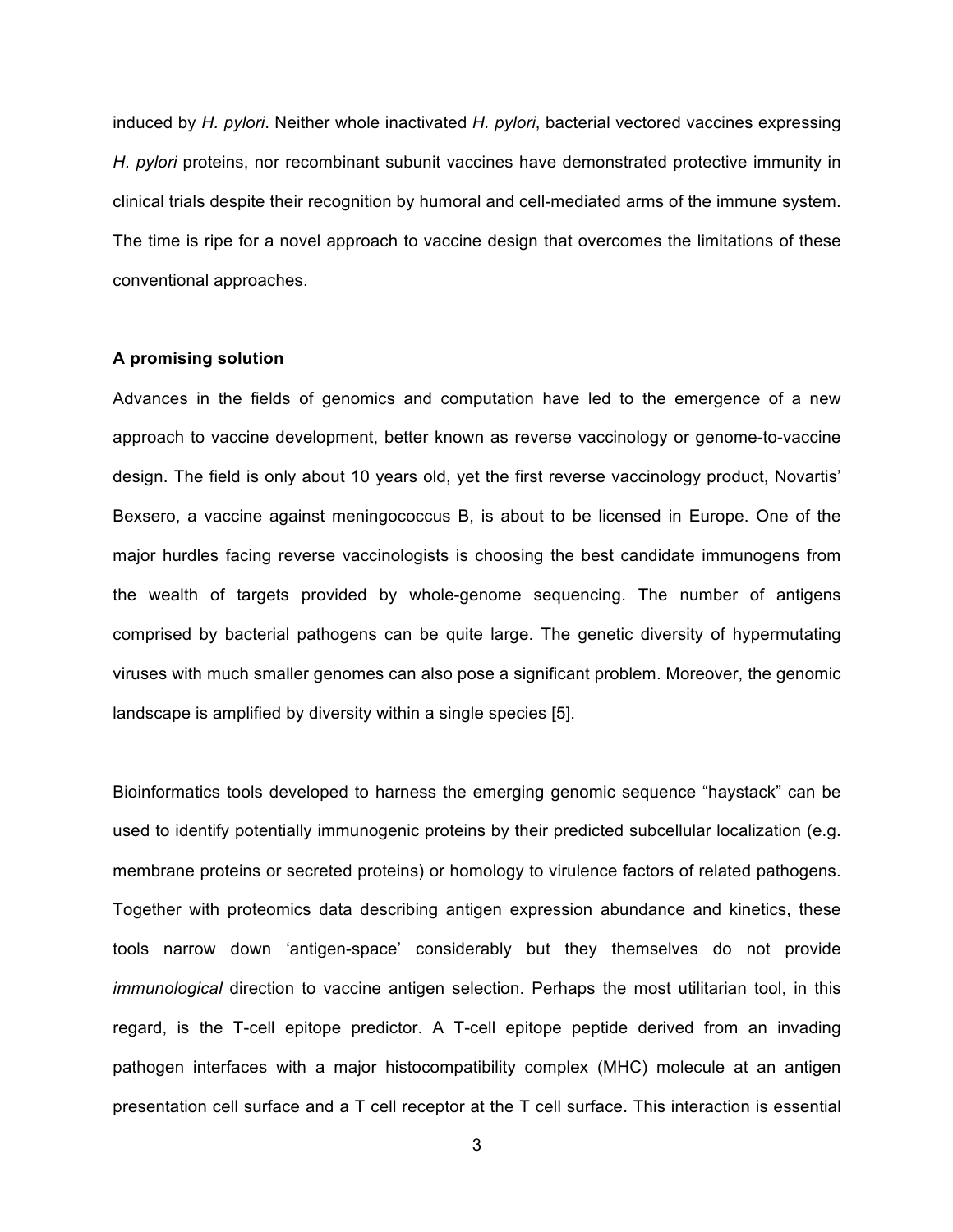induced by *H. pylori*. Neither whole inactivated *H. pylori*, bacterial vectored vaccines expressing *H. pylori* proteins, nor recombinant subunit vaccines have demonstrated protective immunity in clinical trials despite their recognition by humoral and cell-mediated arms of the immune system. The time is ripe for a novel approach to vaccine design that overcomes the limitations of these conventional approaches.

**A promising solution**

Advances in the fields of genomics and computation have led to the emergence of a new approach to vaccine development, better known as reverse vaccinology or genome-to-vaccine design. The field is only about 10 years old, yet the first reverse vaccinology product, Novartis' Bexsero, a vaccine against meningococcus B, is about to be licensed in Europe. One of the major hurdles facing reverse vaccinologists is choosing the best candidate immunogens from the wealth of targets provided by whole-genome sequencing. The number of antigens comprised by bacterial pathogens can be quite large. The genetic diversity of hypermutating viruses with much smaller genomes can also pose a significant problem. Moreover, the genomic landscape is amplified by diversity within a single species [5].

Bioinformatics tools developed to harness the emerging genomic sequence "haystack" can be used to identify potentially immunogenic proteins by their predicted subcellular localization (e.g. membrane proteins or secreted proteins) or homology to virulence factors of related pathogens. Together with proteomics data describing antigen expression abundance and kinetics, these tools narrow down 'antigen-space' considerably but they themselves do not provide *immunological* direction to vaccine antigen selection. Perhaps the most utilitarian tool, in this regard, is the T-cell epitope predictor. A T-cell epitope peptide derived from an invading pathogen interfaces with a major histocompatibility complex (MHC) molecule at an antigen presentation cell surface and a T cell receptor at the T cell surface. This interaction is essential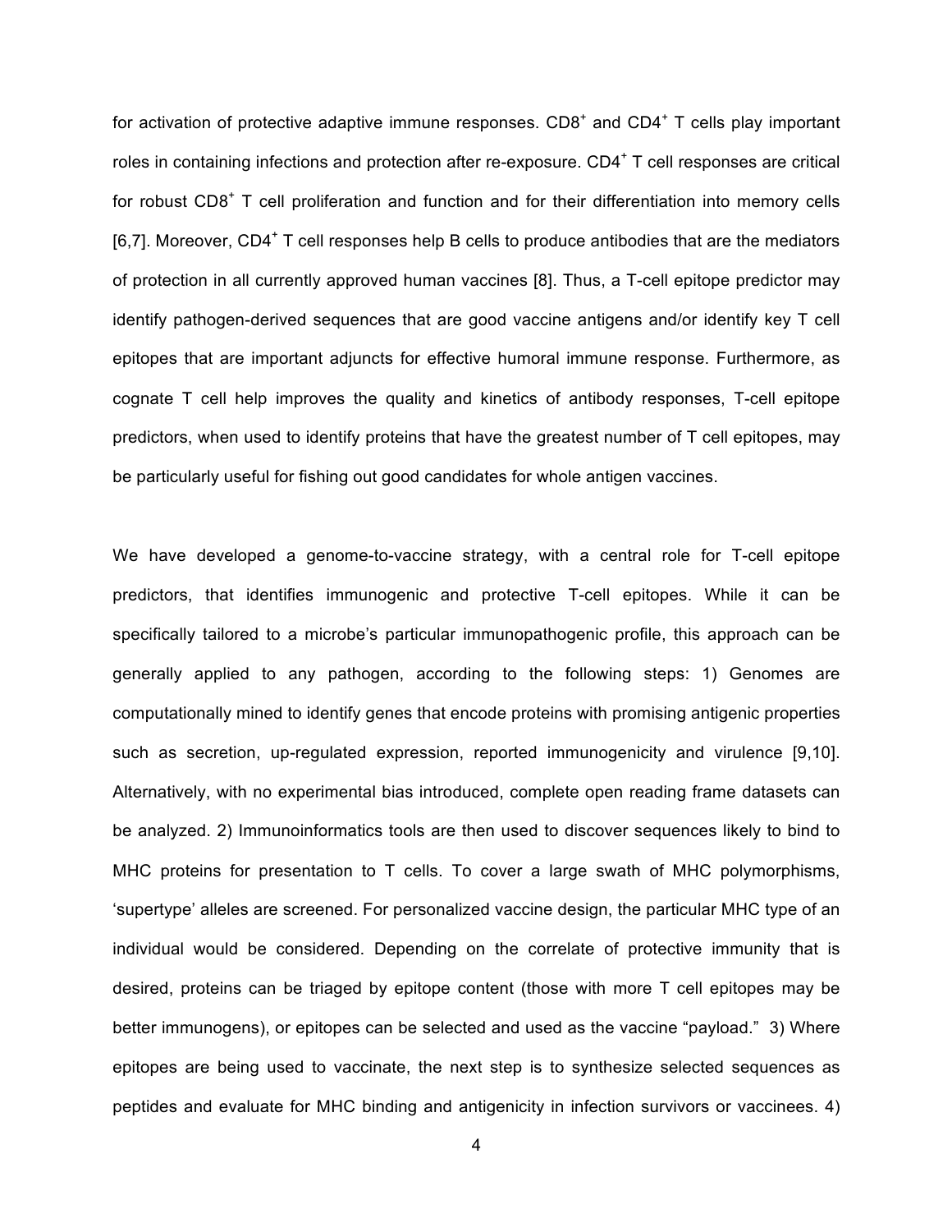for activation of protective adaptive immune responses. $CD8^+$ and $CD4^+$ T cells play important roles in containing infections and protection after re-exposure. $CD4^+$ T cell responses are critical for robust $CD8^+$ T cell proliferation and function and for their differentiation into memory cells [6,7]. Moreover, $CD4^+$ T cell responses help B cells to produce antibodies that are the mediators of protection in all currently approved human vaccines [8]. Thus, a T-cell epitope predictor may identify pathogen-derived sequences that are good vaccine antigens and/or identify key T cell epitopes that are important adjuncts for effective humoral immune response. Furthermore, as cognate T cell help improves the quality and kinetics of antibody responses, T-cell epitope predictors, when used to identify proteins that have the greatest number of T cell epitopes, may be particularly useful for fishing out good candidates for whole antigen vaccines.

We have developed a genome-to-vaccine strategy, with a central role for T-cell epitope predictors, that identifies immunogenic and protective T-cell epitopes. While it can be specifically tailored to a microbe's particular immunopathogenic profile, this approach can be generally applied to any pathogen, according to the following steps: 1) Genomes are computationally mined to identify genes that encode proteins with promising antigenic properties such as secretion, up-regulated expression, reported immunogenicity and virulence [9,10]. Alternatively, with no experimental bias introduced, complete open reading frame datasets can be analyzed. 2) Immunoinformatics tools are then used to discover sequences likely to bind to MHC proteins for presentation to T cells. To cover a large swath of MHC polymorphisms, 'supertype' alleles are screened. For personalized vaccine design, the particular MHC type of an individual would be considered. Depending on the correlate of protective immunity that is desired, proteins can be triaged by epitope content (those with more T cell epitopes may be better immunogens), or epitopes can be selected and used as the vaccine "payload." 3) Where epitopes are being used to vaccinate, the next step is to synthesize selected sequences as peptides and evaluate for MHC binding and antigenicity in infection survivors or vaccinees. 4)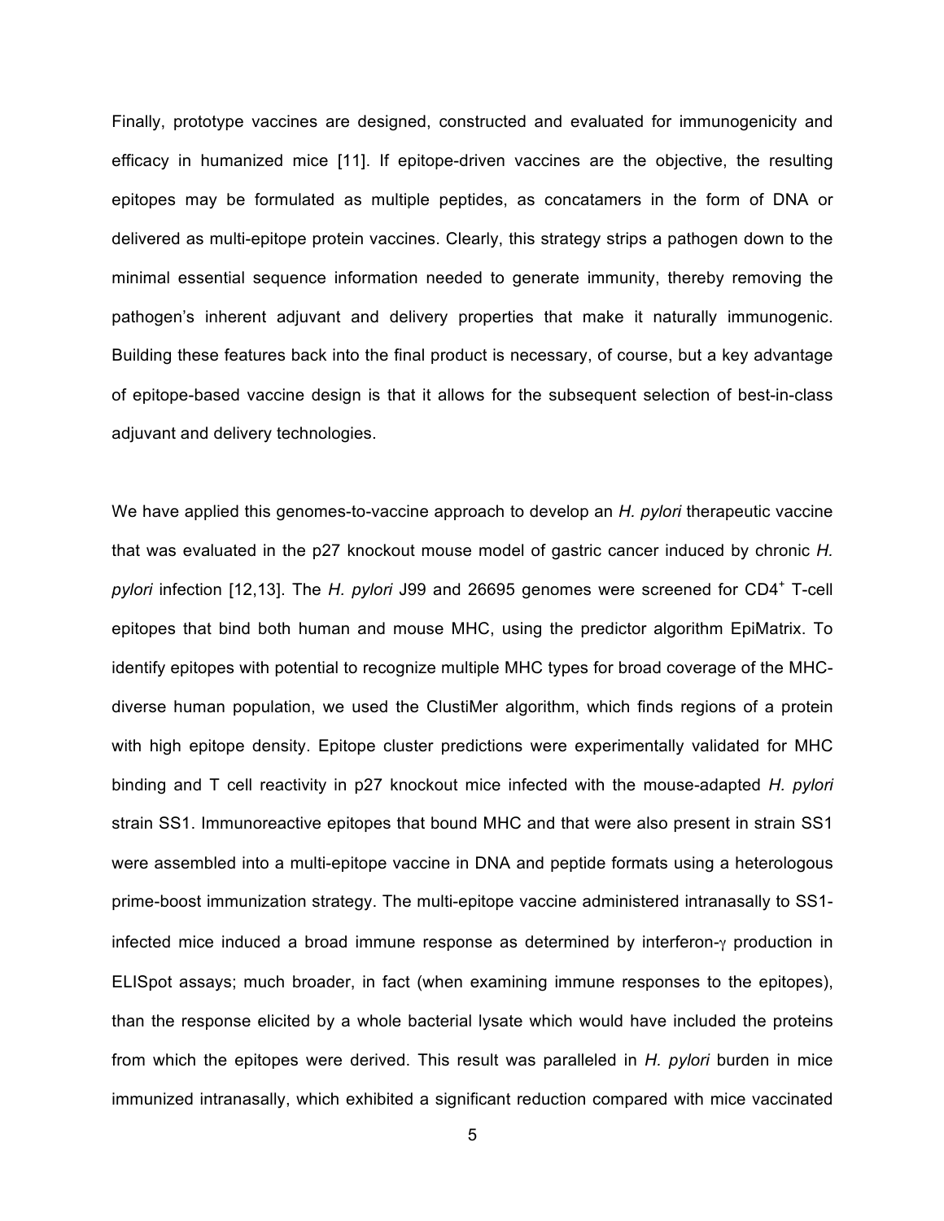Finally, prototype vaccines are designed, constructed and evaluated for immunogenicity and efficacy in humanized mice [11]. If epitope-driven vaccines are the objective, the resulting epitopes may be formulated as multiple peptides, as concatamers in the form of DNA or delivered as multi-epitope protein vaccines. Clearly, this strategy strips a pathogen down to the minimal essential sequence information needed to generate immunity, thereby removing the pathogen's inherent adjuvant and delivery properties that make it naturally immunogenic. Building these features back into the final product is necessary, of course, but a key advantage of epitope-based vaccine design is that it allows for the subsequent selection of best-in-class adjuvant and delivery technologies.

We have applied this genomes-to-vaccine approach to develop an *H. pylori* therapeutic vaccine that was evaluated in the p27 knockout mouse model of gastric cancer induced by chronic *H. pylori* infection [12,13]. The *H. pylori* J99 and 26695 genomes were screened for $CD4^+$ T-cell epitopes that bind both human and mouse MHC, using the predictor algorithm EpiMatrix. To identify epitopes with potential to recognize multiple MHC types for broad coverage of the MHC-diverse human population, we used the ClustiMer algorithm, which finds regions of a protein with high epitope density. Epitope cluster predictions were experimentally validated for MHC binding and T cell reactivity in p27 knockout mice infected with the mouse-adapted *H. pylori* strain SS1. Immunoreactive epitopes that bound MHC and that were also present in strain SS1 were assembled into a multi-epitope vaccine in DNA and peptide formats using a heterologous prime-boost immunization strategy. The multi-epitope vaccine administered intranasally to SS1-infected mice induced a broad immune response as determined by interferon-$\gamma$ production in ELISpot assays; much broader, in fact (when examining immune responses to the epitopes), than the response elicited by a whole bacterial lysate which would have included the proteins from which the epitopes were derived. This result was paralleled in *H. pylori* burden in mice immunized intranasally, which exhibited a significant reduction compared with mice vaccinated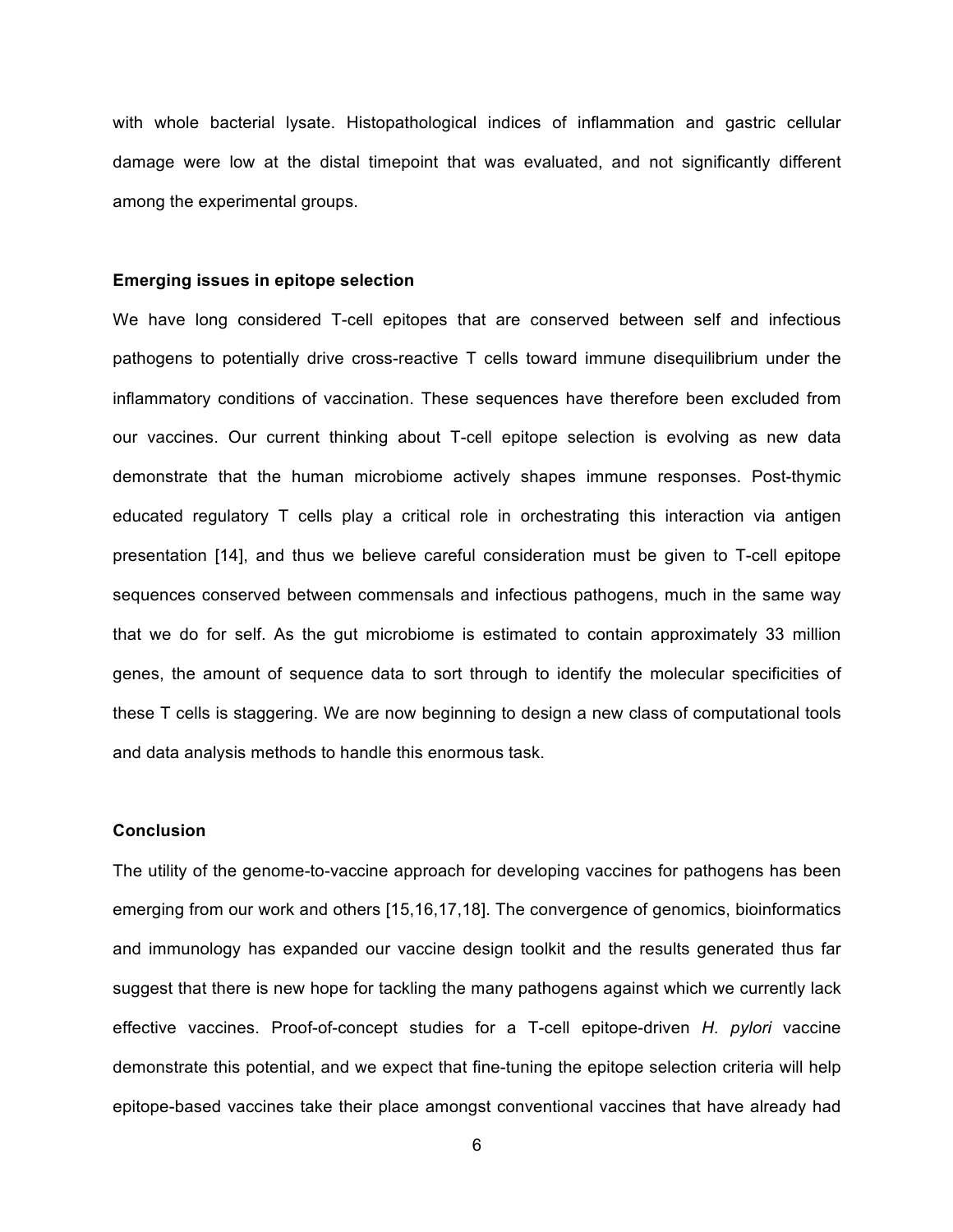with whole bacterial lysate. Histopathological indices of inflammation and gastric cellular damage were low at the distal timepoint that was evaluated, and not significantly different among the experimental groups.

### Emerging issues in epitope selection

We have long considered T-cell epitopes that are conserved between self and infectious pathogens to potentially drive cross-reactive T cells toward immune disequilibrium under the inflammatory conditions of vaccination. These sequences have therefore been excluded from our vaccines. Our current thinking about T-cell epitope selection is evolving as new data demonstrate that the human microbiome actively shapes immune responses. Post-thymic educated regulatory T cells play a critical role in orchestrating this interaction via antigen presentation [14], and thus we believe careful consideration must be given to T-cell epitope sequences conserved between commensals and infectious pathogens, much in the same way that we do for self. As the gut microbiome is estimated to contain approximately 33 million genes, the amount of sequence data to sort through to identify the molecular specificities of these T cells is staggering. We are now beginning to design a new class of computational tools and data analysis methods to handle this enormous task.

### Conclusion

The utility of the genome-to-vaccine approach for developing vaccines for pathogens has been emerging from our work and others [15,16,17,18]. The convergence of genomics, bioinformatics and immunology has expanded our vaccine design toolkit and the results generated thus far suggest that there is new hope for tackling the many pathogens against which we currently lack effective vaccines. Proof-of-concept studies for a T-cell epitope-driven *H. pylori* vaccine demonstrate this potential, and we expect that fine-tuning the epitope selection criteria will help epitope-based vaccines take their place amongst conventional vaccines that have already had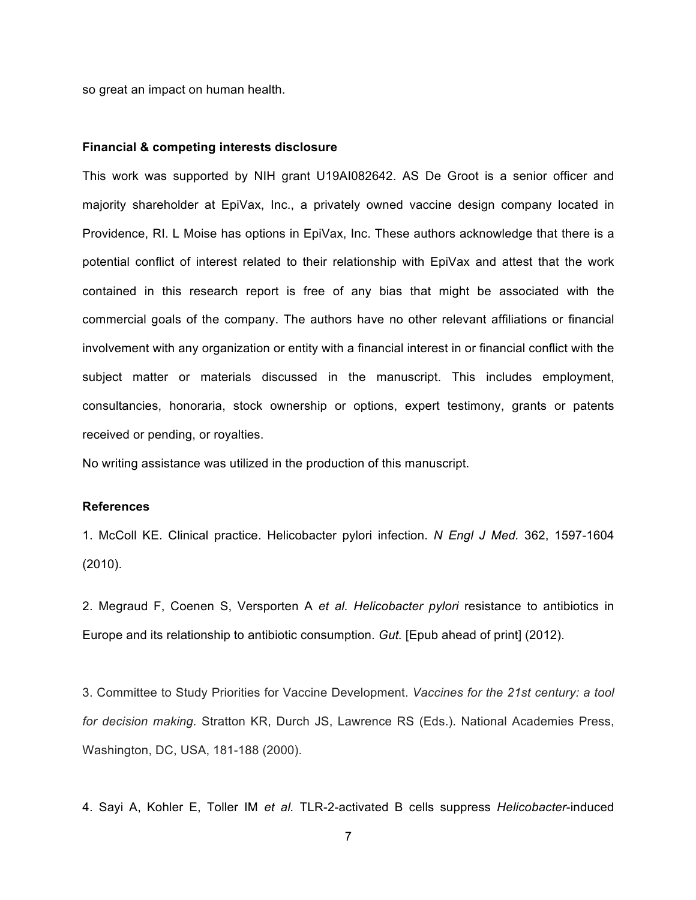so great an impact on human health.

**Financial & competing interests disclosure**

This work was supported by NIH grant U19AI082642. AS De Groot is a senior officer and majority shareholder at EpiVax, Inc., a privately owned vaccine design company located in Providence, RI. L Moise has options in EpiVax, Inc. These authors acknowledge that there is a potential conflict of interest related to their relationship with EpiVax and attest that the work contained in this research report is free of any bias that might be associated with the commercial goals of the company. The authors have no other relevant affiliations or financial involvement with any organization or entity with a financial interest in or financial conflict with the subject matter or materials discussed in the manuscript. This includes employment, consultancies, honoraria, stock ownership or options, expert testimony, grants or patents received or pending, or royalties.

No writing assistance was utilized in the production of this manuscript.

**References**

1. McColl KE. Clinical practice. Helicobacter pylori infection. *N Engl J Med.* 362, 1597-1604 (2010).

2. Megraud F, Coenen S, Versporten A *et al. Helicobacter pylori* resistance to antibiotics in Europe and its relationship to antibiotic consumption. *Gut.* [Epub ahead of print] (2012).

3. Committee to Study Priorities for Vaccine Development. *Vaccines for the 21st century: a tool for decision making.* Stratton KR, Durch JS, Lawrence RS (Eds.). National Academies Press, Washington, DC, USA, 181-188 (2000).

4. Sayi A, Kohler E, Toller IM *et al.* TLR-2-activated B cells suppress *Helicobacter*-induced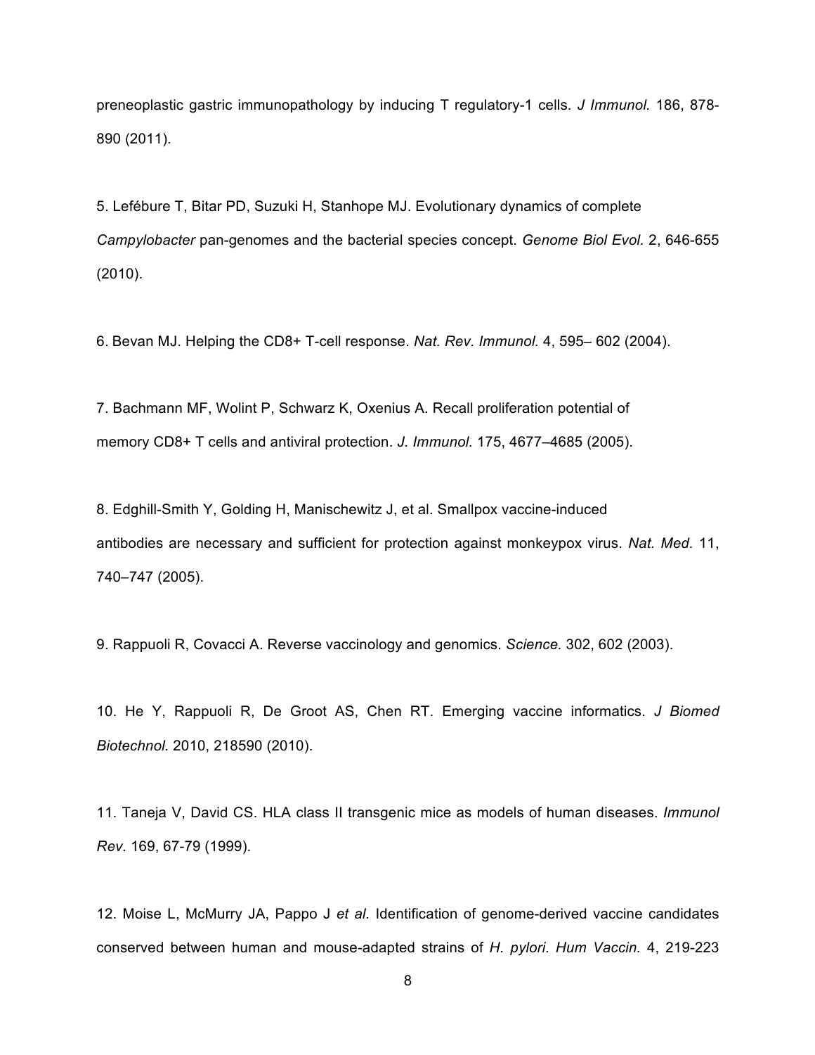preneoplastic gastric immunopathology by inducing T regulatory-1 cells. *J Immunol.* 186, 878-890 (2011).

5. Lefébure T, Bitar PD, Suzuki H, Stanhope MJ. Evolutionary dynamics of complete *Campylobacter* pan-genomes and the bacterial species concept. *Genome Biol Evol.* 2, 646-655 (2010).

6. Bevan MJ. Helping the CD8+ T-cell response. *Nat. Rev. Immunol.* 4, 595– 602 (2004).

7. Bachmann MF, Wolint P, Schwarz K, Oxenius A. Recall proliferation potential of memory CD8+ T cells and antiviral protection. *J. Immunol.* 175, 4677–4685 (2005).

8. Edghill-Smith Y, Golding H, Manischewitz J, et al. Smallpox vaccine-induced antibodies are necessary and sufficient for protection against monkeypox virus. *Nat. Med.* 11, 740–747 (2005).

9. Rappuoli R, Covacci A. Reverse vaccinology and genomics. *Science.* 302, 602 (2003).

10. He Y, Rappuoli R, De Groot AS, Chen RT. Emerging vaccine informatics. *J Biomed Biotechnol.* 2010, 218590 (2010).

11. Taneja V, David CS. HLA class II transgenic mice as models of human diseases. *Immunol Rev.* 169, 67-79 (1999).

12. Moise L, McMurry JA, Pappo J *et al.* Identification of genome-derived vaccine candidates conserved between human and mouse-adapted strains of *H. pylori*. *Hum Vaccin.* 4, 219-223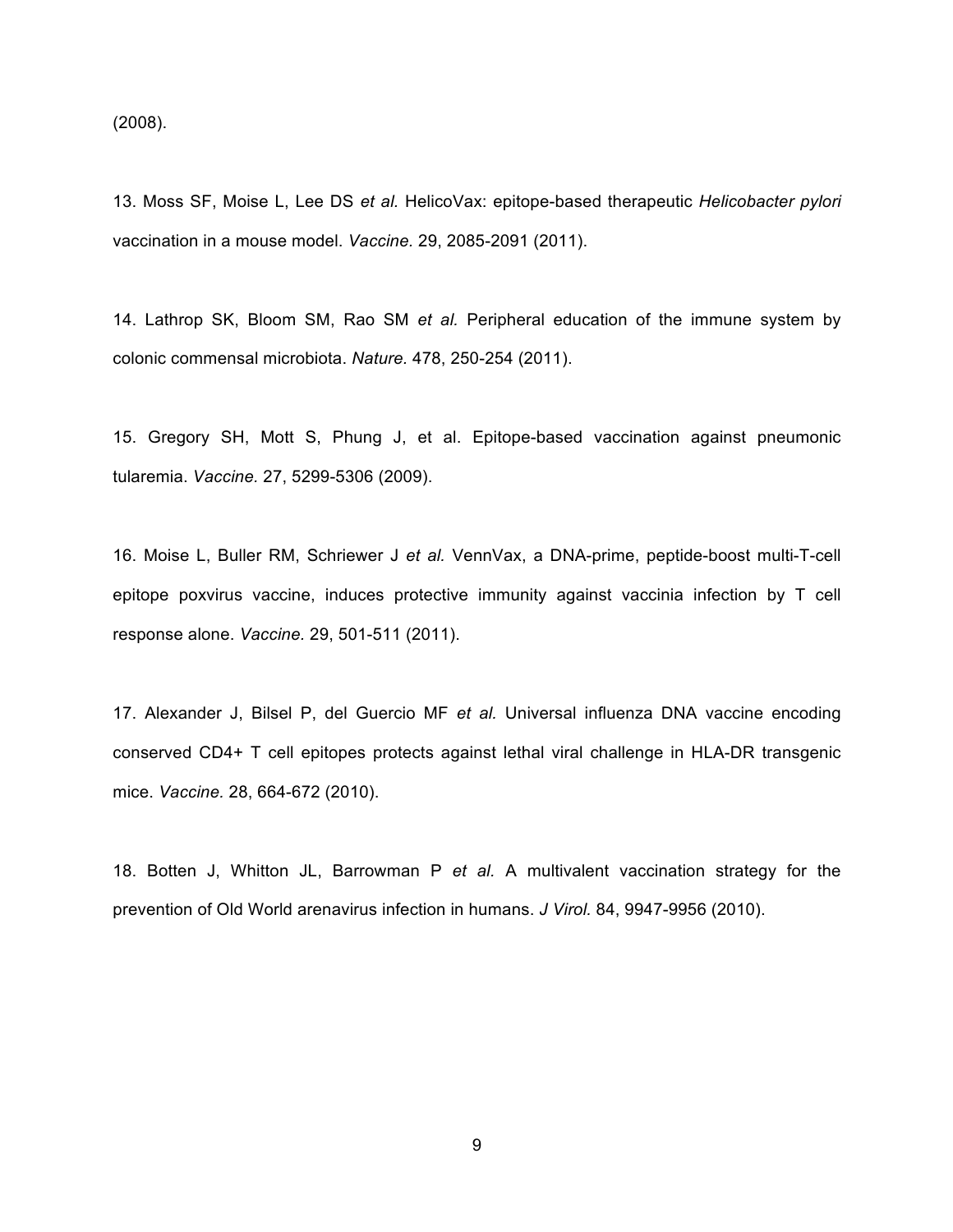(2008).

13. Moss SF, Moise L, Lee DS *et al.* HelicoVax: epitope-based therapeutic *Helicobacter pylori* vaccination in a mouse model. *Vaccine*. 29, 2085-2091 (2011).

14. Lathrop SK, Bloom SM, Rao SM *et al.* Peripheral education of the immune system by colonic commensal microbiota. *Nature.* 478, 250-254 (2011).

15. Gregory SH, Mott S, Phung J, et al. Epitope-based vaccination against pneumonic tularemia. *Vaccine.* 27, 5299-5306 (2009).

16. Moise L, Buller RM, Schriewer J *et al.* VennVax, a DNA-prime, peptide-boost multi-T-cell epitope poxvirus vaccine, induces protective immunity against vaccinia infection by T cell response alone. *Vaccine.* 29, 501-511 (2011).

17. Alexander J, Bilsel P, del Guercio MF *et al.* Universal influenza DNA vaccine encoding conserved CD4+ T cell epitopes protects against lethal viral challenge in HLA-DR transgenic mice. *Vaccine.* 28, 664-672 (2010).

18. Botten J, Whitton JL, Barrowman P *et al.* A multivalent vaccination strategy for the prevention of Old World arenavirus infection in humans. *J Virol.* 84, 9947-9956 (2010).